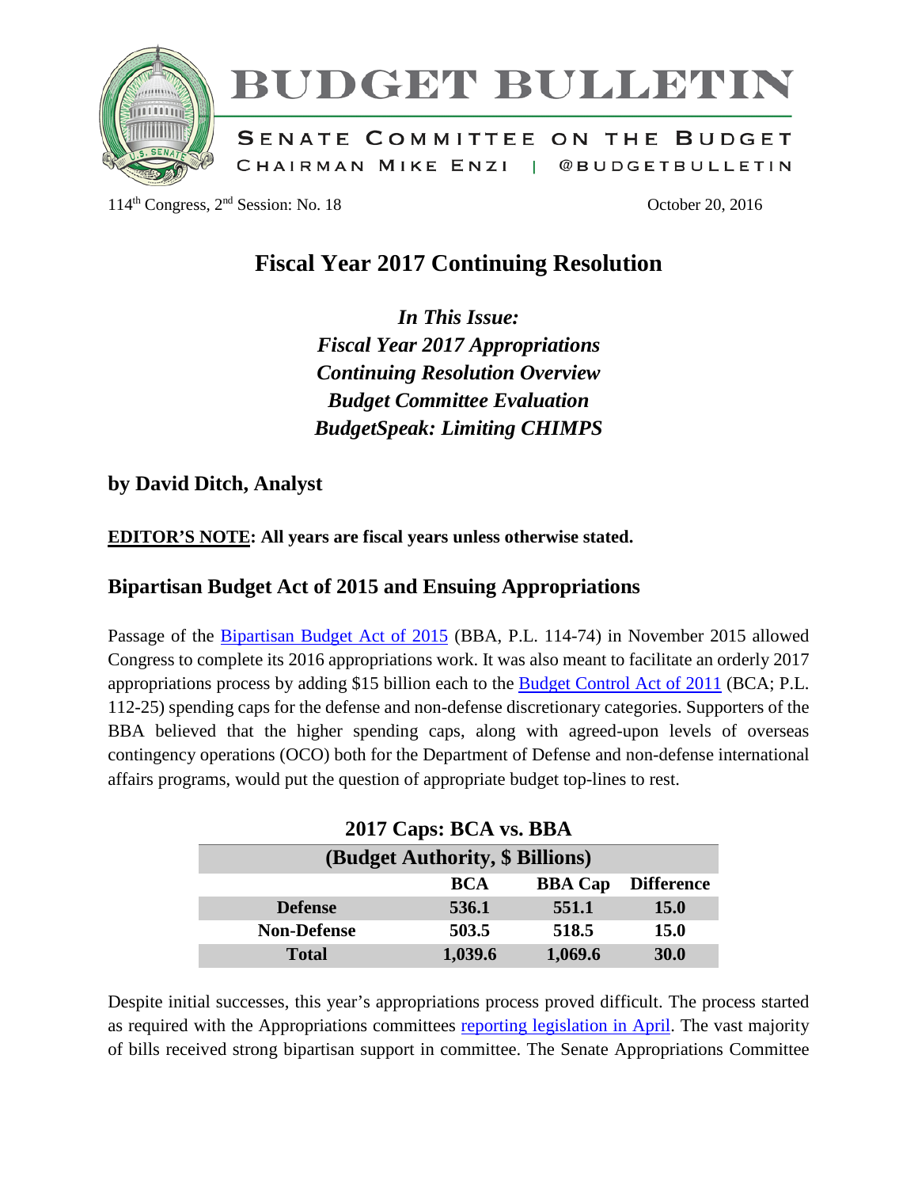# BUDGET BULLETIN

SENATE COMMITTEE ON THE BUDGET

CHAIRMAN MIKE ENZI | @BUDGETBULLETIN

114th Congress, 2nd Session: No. 18 October 20, 2016

## Fiscal Year 2017 Continuing Resolution

*In This Issue:*
*Fiscal Year 2017 Appropriations*
*Continuing Resolution Overview*
*Budget Committee Evaluation*
*BudgetSpeak: Limiting CHIMPS*

**by David Ditch, Analyst**

**EDITOR'S NOTE: All years are fiscal years unless otherwise stated.**

### Bipartisan Budget Act of 2015 and Ensuing Appropriations

Passage of the Bipartisan Budget Act of 2015 (BBA, P.L. 114-74) in November 2015 allowed Congress to complete its 2016 appropriations work. It was also meant to facilitate an orderly 2017 appropriations process by adding $15 billion each to the Budget Control Act of 2011 (BCA; P.L. 112-25) spending caps for the defense and non-defense discretionary categories. Supporters of the BBA believed that the higher spending caps, along with agreed-upon levels of overseas contingency operations (OCO) both for the Department of Defense and non-defense international affairs programs, would put the question of appropriate budget top-lines to rest.

**2017 Caps: BCA vs. BBA**
**(Budget Authority, $ Billions)**

| | BCA | BBA Cap | Difference |
|---|---|---|---|
| Defense | 536.1 | 551.1 | 15.0 |
| Non-Defense | 503.5 | 518.5 | 15.0 |
| Total | 1,039.6 | 1,069.6 | 30.0 |

Despite initial successes, this year's appropriations process proved difficult. The process started as required with the Appropriations committees reporting legislation in April. The vast majority of bills received strong bipartisan support in committee. The Senate Appropriations Committee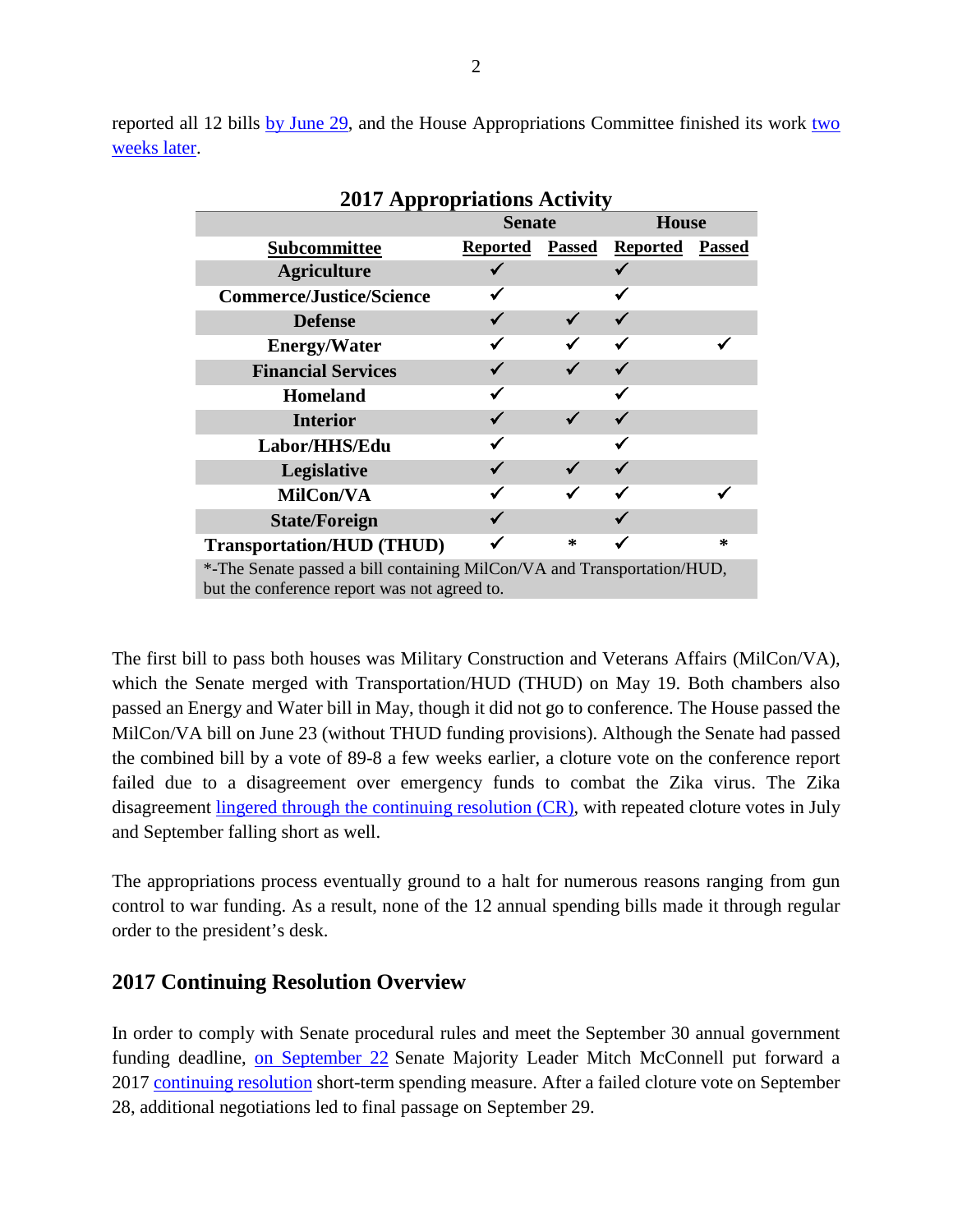reported all 12 bills by June 29, and the House Appropriations Committee finished its work two weeks later.

**2017 Appropriations Activity**

| | Senate | | House | |
|---|---|---|---|---|
| **Subcommittee** | **Reported** | **Passed** | **Reported** | **Passed** |
| **Agriculture** | ✓ | | ✓ | |
| **Commerce/Justice/Science** | ✓ | | ✓ | |
| **Defense** | ✓ | ✓ | ✓ | |
| **Energy/Water** | ✓ | ✓ | ✓ | ✓ |
| **Financial Services** | ✓ | ✓ | ✓ | |
| **Homeland** | ✓ | | ✓ | |
| **Interior** | ✓ | ✓ | ✓ | |
| **Labor/HHS/Edu** | ✓ | | ✓ | |
| **Legislative** | ✓ | ✓ | ✓ | |
| **MilCon/VA** | ✓ | ✓ | ✓ | ✓ |
| **State/Foreign** | ✓ | | ✓ | |
| **Transportation/HUD (THUD)** | ✓ | * | ✓ | * |

*-The Senate passed a bill containing MilCon/VA and Transportation/HUD, but the conference report was not agreed to.

The first bill to pass both houses was Military Construction and Veterans Affairs (MilCon/VA), which the Senate merged with Transportation/HUD (THUD) on May 19. Both chambers also passed an Energy and Water bill in May, though it did not go to conference. The House passed the MilCon/VA bill on June 23 (without THUD funding provisions). Although the Senate had passed the combined bill by a vote of 89-8 a few weeks earlier, a cloture vote on the conference report failed due to a disagreement over emergency funds to combat the Zika virus. The Zika disagreement lingered through the continuing resolution (CR), with repeated cloture votes in July and September falling short as well.

The appropriations process eventually ground to a halt for numerous reasons ranging from gun control to war funding. As a result, none of the 12 annual spending bills made it through regular order to the president's desk.

## 2017 Continuing Resolution Overview

In order to comply with Senate procedural rules and meet the September 30 annual government funding deadline, on September 22 Senate Majority Leader Mitch McConnell put forward a 2017 continuing resolution short-term spending measure. After a failed cloture vote on September 28, additional negotiations led to final passage on September 29.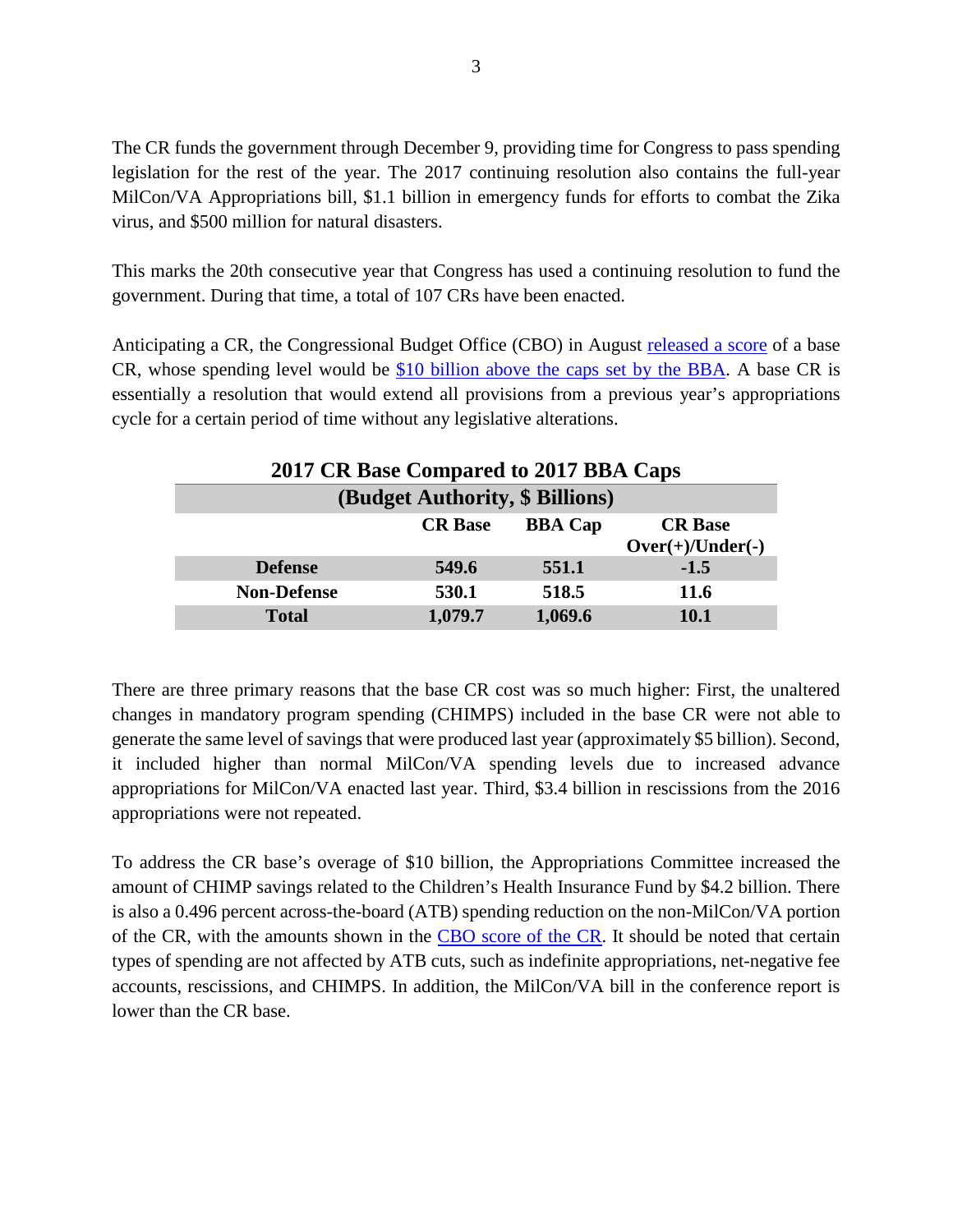The CR funds the government through December 9, providing time for Congress to pass spending legislation for the rest of the year. The 2017 continuing resolution also contains the full-year MilCon/VA Appropriations bill, $1.1 billion in emergency funds for efforts to combat the Zika virus, and $500 million for natural disasters.

This marks the 20th consecutive year that Congress has used a continuing resolution to fund the government. During that time, a total of 107 CRs have been enacted.

Anticipating a CR, the Congressional Budget Office (CBO) in August [released a score] of a base CR, whose spending level would be [$10 billion above the caps set by the BBA]. A base CR is essentially a resolution that would extend all provisions from a previous year's appropriations cycle for a certain period of time without any legislative alterations.

**2017 CR Base Compared to 2017 BBA Caps**

**(Budget Authority, $ Billions)**

| | CR Base | BBA Cap | CR Base Over(+)/Under(-) |
|---|---|---|---|
| **Defense** | **549.6** | **551.1** | **-1.5** |
| **Non-Defense** | **530.1** | **518.5** | **11.6** |
| **Total** | **1,079.7** | **1,069.6** | **10.1** |

There are three primary reasons that the base CR cost was so much higher: First, the unaltered changes in mandatory program spending (CHIMPS) included in the base CR were not able to generate the same level of savings that were produced last year (approximately $5 billion). Second, it included higher than normal MilCon/VA spending levels due to increased advance appropriations for MilCon/VA enacted last year. Third, $3.4 billion in rescissions from the 2016 appropriations were not repeated.

To address the CR base's overage of $10 billion, the Appropriations Committee increased the amount of CHIMP savings related to the Children's Health Insurance Fund by $4.2 billion. There is also a 0.496 percent across-the-board (ATB) spending reduction on the non-MilCon/VA portion of the CR, with the amounts shown in the [CBO score of the CR]. It should be noted that certain types of spending are not affected by ATB cuts, such as indefinite appropriations, net-negative fee accounts, rescissions, and CHIMPS. In addition, the MilCon/VA bill in the conference report is lower than the CR base.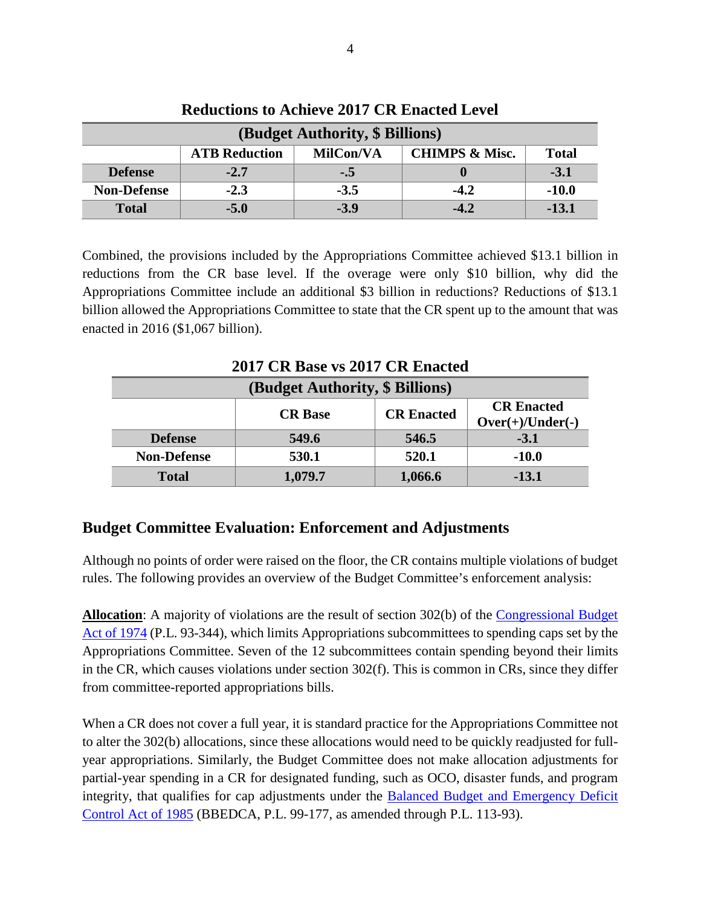**Reductions to Achieve 2017 CR Enacted Level**

| (Budget Authority, $ Billions) | | | | |
|---|---|---|---|---|
| | **ATB Reduction** | **MilCon/VA** | **CHIMPS & Misc.** | **Total** |
| **Defense** | **-2.7** | **-.5** | **0** | **-3.1** |
| **Non-Defense** | **-2.3** | **-3.5** | **-4.2** | **-10.0** |
| **Total** | **-5.0** | **-3.9** | **-4.2** | **-13.1** |

Combined, the provisions included by the Appropriations Committee achieved $13.1 billion in reductions from the CR base level. If the overage were only $10 billion, why did the Appropriations Committee include an additional $3 billion in reductions? Reductions of $13.1 billion allowed the Appropriations Committee to state that the CR spent up to the amount that was enacted in 2016 ($1,067 billion).

**2017 CR Base vs 2017 CR Enacted**

| (Budget Authority, $ Billions) | | | |
|---|---|---|---|
| | **CR Base** | **CR Enacted** | **CR Enacted Over(+)/Under(-)** |
| **Defense** | **549.6** | **546.5** | **-3.1** |
| **Non-Defense** | **530.1** | **520.1** | **-10.0** |
| **Total** | **1,079.7** | **1,066.6** | **-13.1** |

## Budget Committee Evaluation: Enforcement and Adjustments

Although no points of order were raised on the floor, the CR contains multiple violations of budget rules. The following provides an overview of the Budget Committee's enforcement analysis:

**Allocation**: A majority of violations are the result of section 302(b) of the Congressional Budget Act of 1974 (P.L. 93-344), which limits Appropriations subcommittees to spending caps set by the Appropriations Committee. Seven of the 12 subcommittees contain spending beyond their limits in the CR, which causes violations under section 302(f). This is common in CRs, since they differ from committee-reported appropriations bills.

When a CR does not cover a full year, it is standard practice for the Appropriations Committee not to alter the 302(b) allocations, since these allocations would need to be quickly readjusted for full-year appropriations. Similarly, the Budget Committee does not make allocation adjustments for partial-year spending in a CR for designated funding, such as OCO, disaster funds, and program integrity, that qualifies for cap adjustments under the Balanced Budget and Emergency Deficit Control Act of 1985 (BBEDCA, P.L. 99-177, as amended through P.L. 113-93).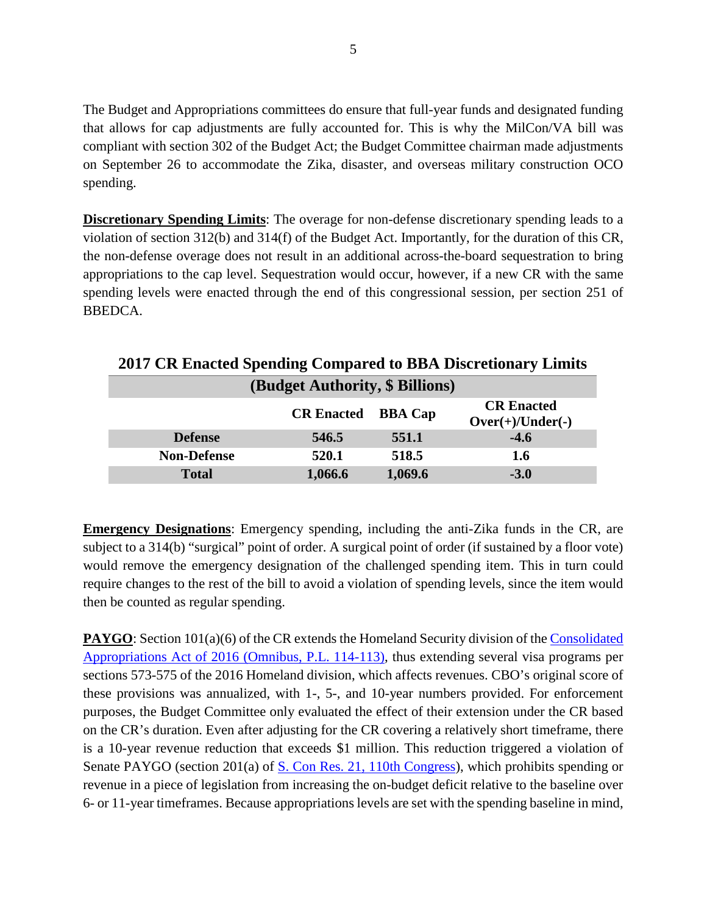The Budget and Appropriations committees do ensure that full-year funds and designated funding that allows for cap adjustments are fully accounted for. This is why the MilCon/VA bill was compliant with section 302 of the Budget Act; the Budget Committee chairman made adjustments on September 26 to accommodate the Zika, disaster, and overseas military construction OCO spending.

**Discretionary Spending Limits**: The overage for non-defense discretionary spending leads to a violation of section 312(b) and 314(f) of the Budget Act. Importantly, for the duration of this CR, the non-defense overage does not result in an additional across-the-board sequestration to bring appropriations to the cap level. Sequestration would occur, however, if a new CR with the same spending levels were enacted through the end of this congressional session, per section 251 of BBEDCA.

**2017 CR Enacted Spending Compared to BBA Discretionary Limits**

**(Budget Authority, $ Billions)**

| | CR Enacted | BBA Cap | CR Enacted Over(+)/Under(-) |
|---|---|---|---|
| **Defense** | 546.5 | 551.1 | -4.6 |
| **Non-Defense** | 520.1 | 518.5 | 1.6 |
| **Total** | 1,066.6 | 1,069.6 | -3.0 |

**Emergency Designations**: Emergency spending, including the anti-Zika funds in the CR, are subject to a 314(b) "surgical" point of order. A surgical point of order (if sustained by a floor vote) would remove the emergency designation of the challenged spending item. This in turn could require changes to the rest of the bill to avoid a violation of spending levels, since the item would then be counted as regular spending.

**PAYGO**: Section 101(a)(6) of the CR extends the Homeland Security division of the Consolidated Appropriations Act of 2016 (Omnibus, P.L. 114-113), thus extending several visa programs per sections 573-575 of the 2016 Homeland division, which affects revenues. CBO's original score of these provisions was annualized, with 1-, 5-, and 10-year numbers provided. For enforcement purposes, the Budget Committee only evaluated the effect of their extension under the CR based on the CR's duration. Even after adjusting for the CR covering a relatively short timeframe, there is a 10-year revenue reduction that exceeds $1 million. This reduction triggered a violation of Senate PAYGO (section 201(a) of S. Con Res. 21, 110th Congress), which prohibits spending or revenue in a piece of legislation from increasing the on-budget deficit relative to the baseline over 6- or 11-year timeframes. Because appropriations levels are set with the spending baseline in mind,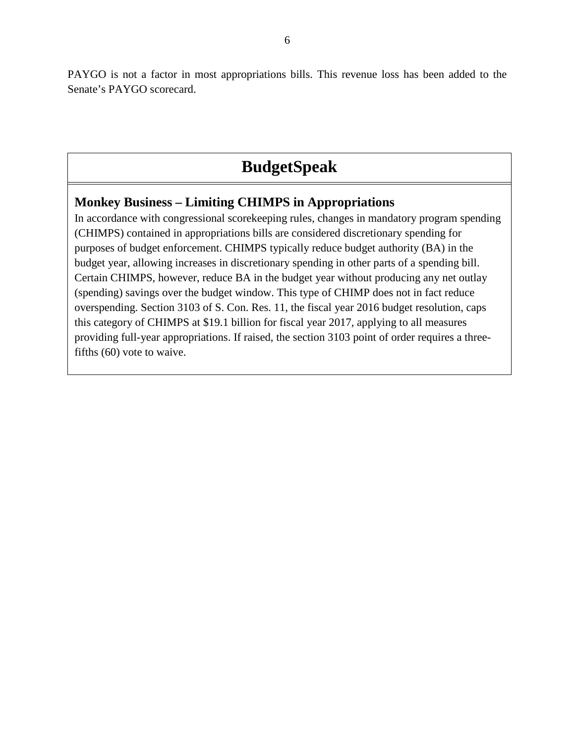PAYGO is not a factor in most appropriations bills. This revenue loss has been added to the Senate's PAYGO scorecard.

## BudgetSpeak

### Monkey Business – Limiting CHIMPS in Appropriations

In accordance with congressional scorekeeping rules, changes in mandatory program spending (CHIMPS) contained in appropriations bills are considered discretionary spending for purposes of budget enforcement. CHIMPS typically reduce budget authority (BA) in the budget year, allowing increases in discretionary spending in other parts of a spending bill. Certain CHIMPS, however, reduce BA in the budget year without producing any net outlay (spending) savings over the budget window. This type of CHIMP does not in fact reduce overspending. Section 3103 of S. Con. Res. 11, the fiscal year 2016 budget resolution, caps this category of CHIMPS at $19.1 billion for fiscal year 2017, applying to all measures providing full-year appropriations. If raised, the section 3103 point of order requires a three-fifths (60) vote to waive.